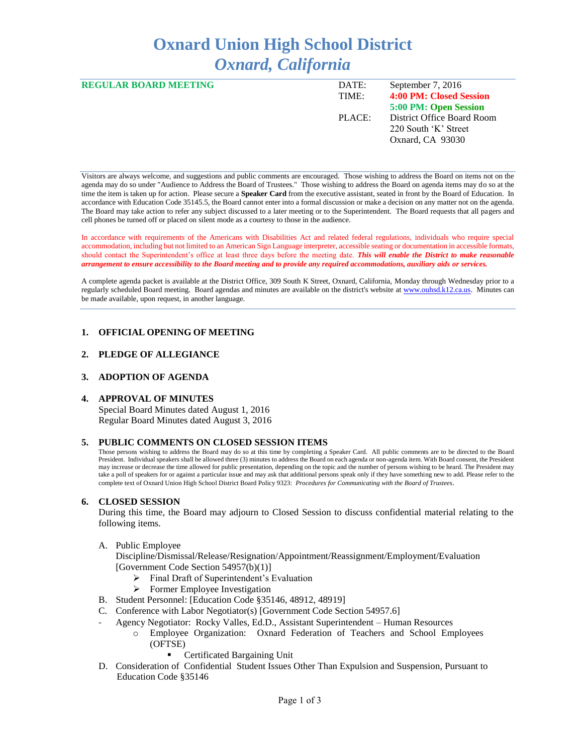# Oxnard Union High School District
## *Oxnard, California*

**REGULAR BOARD MEETING**

| | |
|---|---|
| DATE: | September 7, 2016 |
| TIME: | **4:00 PM: Closed Session** |
| | **5:00 PM: Open Session** |
| PLACE: | District Office Board Room |
| | 220 South 'K' Street |
| | Oxnard, CA 93030 |

Visitors are always welcome, and suggestions and public comments are encouraged. Those wishing to address the Board on items not on the agenda may do so under "Audience to Address the Board of Trustees." Those wishing to address the Board on agenda items may do so at the time the item is taken up for action. Please secure a **Speaker Card** from the executive assistant, seated in front by the Board of Education. In accordance with Education Code 35145.5, the Board cannot enter into a formal discussion or make a decision on any matter not on the agenda. The Board may take action to refer any subject discussed to a later meeting or to the Superintendent. The Board requests that all pagers and cell phones be turned off or placed on silent mode as a courtesy to those in the audience.

In accordance with requirements of the Americans with Disabilities Act and related federal regulations, individuals who require special accommodation, including but not limited to an American Sign Language interpreter, accessible seating or documentation in accessible formats, should contact the Superintendent's office at least three days before the meeting date. ***This will enable the District to make reasonable arrangement to ensure accessibility to the Board meeting and to provide any required accommodations, auxiliary aids or services.***

A complete agenda packet is available at the District Office, 309 South K Street, Oxnard, California, Monday through Wednesday prior to a regularly scheduled Board meeting. Board agendas and minutes are available on the district's website at www.ouhsd.k12.ca.us. Minutes can be made available, upon request, in another language.

1. **OFFICIAL OPENING OF MEETING**

2. **PLEDGE OF ALLEGIANCE**

3. **ADOPTION OF AGENDA**

4. **APPROVAL OF MINUTES**
   Special Board Minutes dated August 1, 2016
   Regular Board Minutes dated August 3, 2016

5. **PUBLIC COMMENTS ON CLOSED SESSION ITEMS**
   Those persons wishing to address the Board may do so at this time by completing a Speaker Card. All public comments are to be directed to the Board President. Individual speakers shall be allowed three (3) minutes to address the Board on each agenda or non-agenda item. With Board consent, the President may increase or decrease the time allowed for public presentation, depending on the topic and the number of persons wishing to be heard. The President may take a poll of speakers for or against a particular issue and may ask that additional persons speak only if they have something new to add. Please refer to the complete text of Oxnard Union High School District Board Policy 9323: *Procedures for Communicating with the Board of Trustees*.

6. **CLOSED SESSION**
   During this time, the Board may adjourn to Closed Session to discuss confidential material relating to the following items.

   A. Public Employee Discipline/Dismissal/Release/Resignation/Appointment/Reassignment/Employment/Evaluation [Government Code Section 54957(b)(1)]
      - Final Draft of Superintendent's Evaluation
      - Former Employee Investigation

   B. Student Personnel: [Education Code §35146, 48912, 48919]

   C. Conference with Labor Negotiator(s) [Government Code Section 54957.6]
   - Agency Negotiator: Rocky Valles, Ed.D., Assistant Superintendent – Human Resources
     - Employee Organization: Oxnard Federation of Teachers and School Employees (OFTSE)
       - Certificated Bargaining Unit

   D. Consideration of Confidential Student Issues Other Than Expulsion and Suspension, Pursuant to Education Code §35146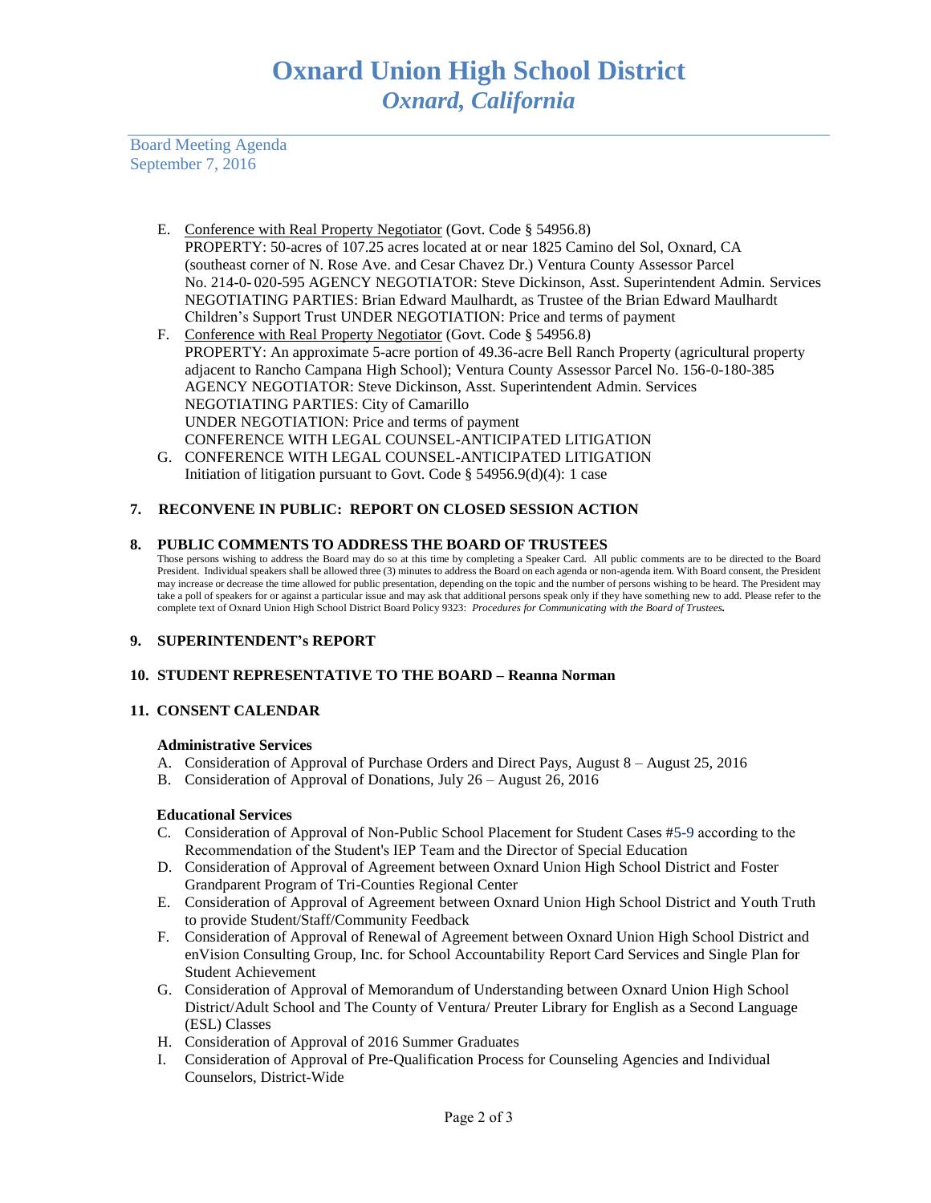E. Conference with Real Property Negotiator (Govt. Code § 54956.8)
PROPERTY: 50-acres of 107.25 acres located at or near 1825 Camino del Sol, Oxnard, CA (southeast corner of N. Rose Ave. and Cesar Chavez Dr.) Ventura County Assessor Parcel No. 214-0- 020-595 AGENCY NEGOTIATOR: Steve Dickinson, Asst. Superintendent Admin. Services NEGOTIATING PARTIES: Brian Edward Maulhardt, as Trustee of the Brian Edward Maulhardt Children's Support Trust UNDER NEGOTIATION: Price and terms of payment

F. Conference with Real Property Negotiator (Govt. Code § 54956.8)
PROPERTY: An approximate 5-acre portion of 49.36-acre Bell Ranch Property (agricultural property adjacent to Rancho Campana High School); Ventura County Assessor Parcel No. 156-0-180-385
AGENCY NEGOTIATOR: Steve Dickinson, Asst. Superintendent Admin. Services
NEGOTIATING PARTIES: City of Camarillo
UNDER NEGOTIATION: Price and terms of payment
CONFERENCE WITH LEGAL COUNSEL-ANTICIPATED LITIGATION

G. CONFERENCE WITH LEGAL COUNSEL-ANTICIPATED LITIGATION
Initiation of litigation pursuant to Govt. Code § 54956.9(d)(4): 1 case

## 7. RECONVENE IN PUBLIC: REPORT ON CLOSED SESSION ACTION

## 8. PUBLIC COMMENTS TO ADDRESS THE BOARD OF TRUSTEES

Those persons wishing to address the Board may do so at this time by completing a Speaker Card. All public comments are to be directed to the Board President. Individual speakers shall be allowed three (3) minutes to address the Board on each agenda or non-agenda item. With Board consent, the President may increase or decrease the time allowed for public presentation, depending on the topic and the number of persons wishing to be heard. The President may take a poll of speakers for or against a particular issue and may ask that additional persons speak only if they have something new to add. Please refer to the complete text of Oxnard Union High School District Board Policy 9323: *Procedures for Communicating with the Board of Trustees.*

## 9. SUPERINTENDENT's REPORT

## 10. STUDENT REPRESENTATIVE TO THE BOARD – Reanna Norman

## 11. CONSENT CALENDAR

### Administrative Services

A. Consideration of Approval of Purchase Orders and Direct Pays, August 8 – August 25, 2016
B. Consideration of Approval of Donations, July 26 – August 26, 2016

### Educational Services

C. Consideration of Approval of Non-Public School Placement for Student Cases #5-9 according to the Recommendation of the Student's IEP Team and the Director of Special Education
D. Consideration of Approval of Agreement between Oxnard Union High School District and Foster Grandparent Program of Tri-Counties Regional Center
E. Consideration of Approval of Agreement between Oxnard Union High School District and Youth Truth to provide Student/Staff/Community Feedback
F. Consideration of Approval of Renewal of Agreement between Oxnard Union High School District and enVision Consulting Group, Inc. for School Accountability Report Card Services and Single Plan for Student Achievement
G. Consideration of Approval of Memorandum of Understanding between Oxnard Union High School District/Adult School and The County of Ventura/ Preuter Library for English as a Second Language (ESL) Classes
H. Consideration of Approval of 2016 Summer Graduates
I. Consideration of Approval of Pre-Qualification Process for Counseling Agencies and Individual Counselors, District-Wide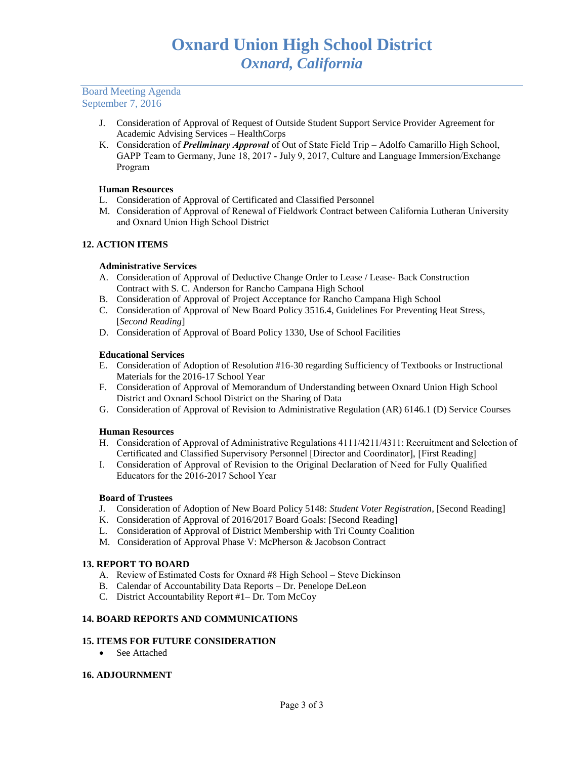# Oxnard Union High School District
## *Oxnard, California*

Board Meeting Agenda
September 7, 2016

J. Consideration of Approval of Request of Outside Student Support Service Provider Agreement for Academic Advising Services – HealthCorps
K. Consideration of ***Preliminary Approval*** of Out of State Field Trip – Adolfo Camarillo High School, GAPP Team to Germany, June 18, 2017 - July 9, 2017, Culture and Language Immersion/Exchange Program

**Human Resources**

L. Consideration of Approval of Certificated and Classified Personnel
M. Consideration of Approval of Renewal of Fieldwork Contract between California Lutheran University and Oxnard Union High School District

### 12. ACTION ITEMS

**Administrative Services**

A. Consideration of Approval of Deductive Change Order to Lease / Lease- Back Construction Contract with S. C. Anderson for Rancho Campana High School
B. Consideration of Approval of Project Acceptance for Rancho Campana High School
C. Consideration of Approval of New Board Policy 3516.4, Guidelines For Preventing Heat Stress, [*Second Reading*]
D. Consideration of Approval of Board Policy 1330, Use of School Facilities

**Educational Services**

E. Consideration of Adoption of Resolution #16-30 regarding Sufficiency of Textbooks or Instructional Materials for the 2016-17 School Year
F. Consideration of Approval of Memorandum of Understanding between Oxnard Union High School District and Oxnard School District on the Sharing of Data
G. Consideration of Approval of Revision to Administrative Regulation (AR) 6146.1 (D) Service Courses

**Human Resources**

H. Consideration of Approval of Administrative Regulations 4111/4211/4311: Recruitment and Selection of Certificated and Classified Supervisory Personnel [Director and Coordinator], [First Reading]
I. Consideration of Approval of Revision to the Original Declaration of Need for Fully Qualified Educators for the 2016-2017 School Year

**Board of Trustees**

J. Consideration of Adoption of New Board Policy 5148: *Student Voter Registration*, [Second Reading]
K. Consideration of Approval of 2016/2017 Board Goals: [Second Reading]
L. Consideration of Approval of District Membership with Tri County Coalition
M. Consideration of Approval Phase V: McPherson & Jacobson Contract

### 13. REPORT TO BOARD

A. Review of Estimated Costs for Oxnard #8 High School – Steve Dickinson
B. Calendar of Accountability Data Reports – Dr. Penelope DeLeon
C. District Accountability Report #1– Dr. Tom McCoy

### 14. BOARD REPORTS AND COMMUNICATIONS

### 15. ITEMS FOR FUTURE CONSIDERATION

- See Attached

### 16. ADJOURNMENT